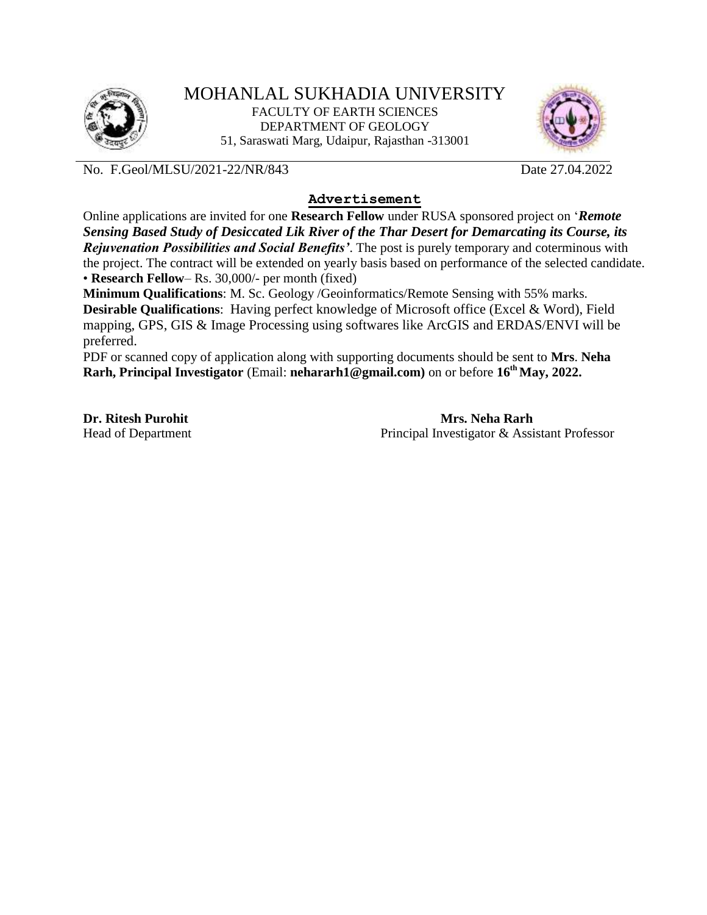# MOHANLAL SUKHADIA UNIVERSITY

FACULTY OF EARTH SCIENCES
DEPARTMENT OF GEOLOGY
51, Saraswati Marg, Udaipur, Rajasthan -313001

No. F.Geol/MLSU/2021-22/NR/843 Date 27.04.2022

## Advertisement

Online applications are invited for one **Research Fellow** under RUSA sponsored project on '***Remote Sensing Based Study of Desiccated Lik River of the Thar Desert for Demarcating its Course, its Rejuvenation Possibilities and Social Benefits'***. The post is purely temporary and coterminous with the project. The contract will be extended on yearly basis based on performance of the selected candidate.

- **Research Fellow**– Rs. 30,000/- per month (fixed)

**Minimum Qualifications**: M. Sc. Geology /Geoinformatics/Remote Sensing with 55% marks.

**Desirable Qualifications**: Having perfect knowledge of Microsoft office (Excel & Word), Field mapping, GPS, GIS & Image Processing using softwares like ArcGIS and ERDAS/ENVI will be preferred.

PDF or scanned copy of application along with supporting documents should be sent to **Mrs**. **Neha Rarh, Principal Investigator** (Email: **nehararh1@gmail.com)** on or before **16th May, 2022.**

**Dr. Ritesh Purohit**
Head of Department

**Mrs. Neha Rarh**
Principal Investigator & Assistant Professor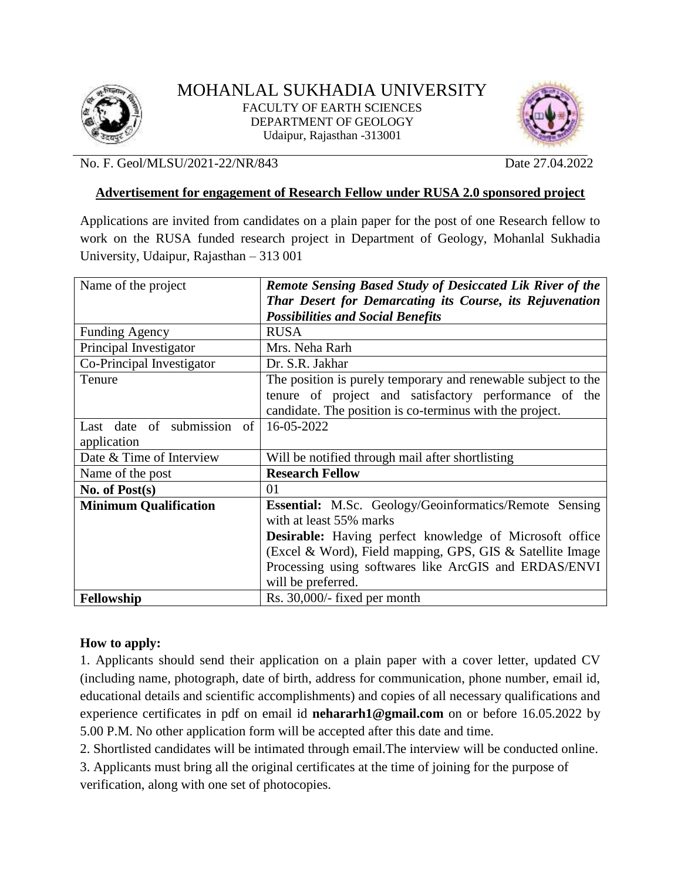# MOHANLAL SUKHADIA UNIVERSITY

FACULTY OF EARTH SCIENCES
DEPARTMENT OF GEOLOGY
Udaipur, Rajasthan -313001

No. F. Geol/MLSU/2021-22/NR/843 Date 27.04.2022

## Advertisement for engagement of Research Fellow under RUSA 2.0 sponsored project

Applications are invited from candidates on a plain paper for the post of one Research fellow to work on the RUSA funded research project in Department of Geology, Mohanlal Sukhadia University, Udaipur, Rajasthan – 313 001

| Name of the project | ***Remote Sensing Based Study of Desiccated Lik River of the Thar Desert for Demarcating its Course, its Rejuvenation Possibilities and Social Benefits*** |
|---|---|
| Funding Agency | RUSA |
| Principal Investigator | Mrs. Neha Rarh |
| Co-Principal Investigator | Dr. S.R. Jakhar |
| Tenure | The position is purely temporary and renewable subject to the tenure of project and satisfactory performance of the candidate. The position is co-terminus with the project. |
| Last date of submission of application | 16-05-2022 |
| Date & Time of Interview | Will be notified through mail after shortlisting |
| Name of the post | **Research Fellow** |
| **No. of Post(s)** | 01 |
| **Minimum Qualification** | **Essential:** M.Sc. Geology/Geoinformatics/Remote Sensing with at least 55% marks<br>**Desirable:** Having perfect knowledge of Microsoft office (Excel & Word), Field mapping, GPS, GIS & Satellite Image Processing using softwares like ArcGIS and ERDAS/ENVI will be preferred. |
| **Fellowship** | Rs. 30,000/- fixed per month |

**How to apply:**

1. Applicants should send their application on a plain paper with a cover letter, updated CV (including name, photograph, date of birth, address for communication, phone number, email id, educational details and scientific accomplishments) and copies of all necessary qualifications and experience certificates in pdf on email id **nehararh1@gmail.com** on or before 16.05.2022 by 5.00 P.M. No other application form will be accepted after this date and time.
2. Shortlisted candidates will be intimated through email.The interview will be conducted online.
3. Applicants must bring all the original certificates at the time of joining for the purpose of verification, along with one set of photocopies.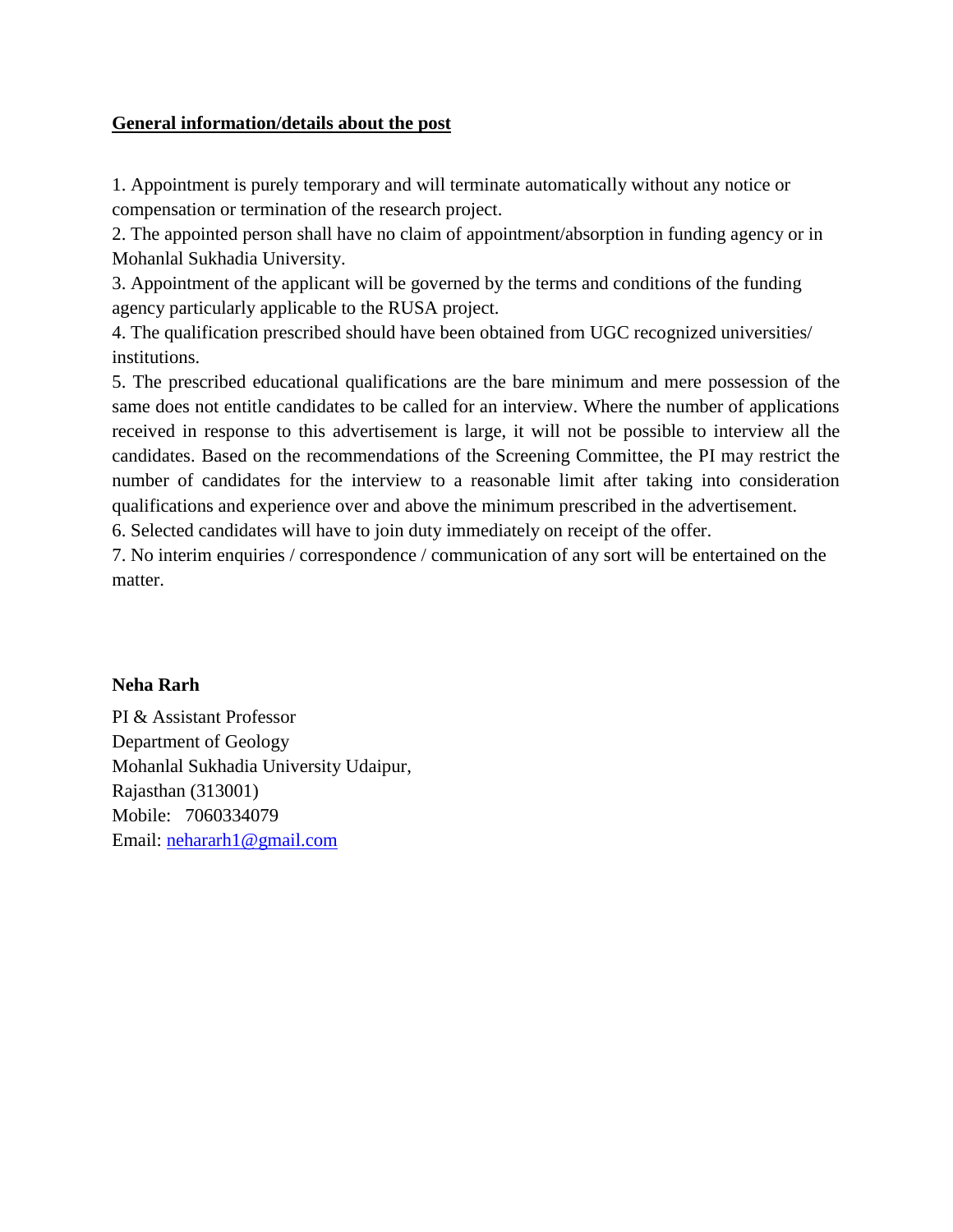**<u>General information/details about the post</u>**

1. Appointment is purely temporary and will terminate automatically without any notice or compensation or termination of the research project.
2. The appointed person shall have no claim of appointment/absorption in funding agency or in Mohanlal Sukhadia University.
3. Appointment of the applicant will be governed by the terms and conditions of the funding agency particularly applicable to the RUSA project.
4. The qualification prescribed should have been obtained from UGC recognized universities/ institutions.
5. The prescribed educational qualifications are the bare minimum and mere possession of the same does not entitle candidates to be called for an interview. Where the number of applications received in response to this advertisement is large, it will not be possible to interview all the candidates. Based on the recommendations of the Screening Committee, the PI may restrict the number of candidates for the interview to a reasonable limit after taking into consideration qualifications and experience over and above the minimum prescribed in the advertisement.
6. Selected candidates will have to join duty immediately on receipt of the offer.
7. No interim enquiries / correspondence / communication of any sort will be entertained on the matter.

**Neha Rarh**

PI & Assistant Professor
Department of Geology
Mohanlal Sukhadia University Udaipur,
Rajasthan (313001)
Mobile: 7060334079
Email: nehararh1@gmail.com